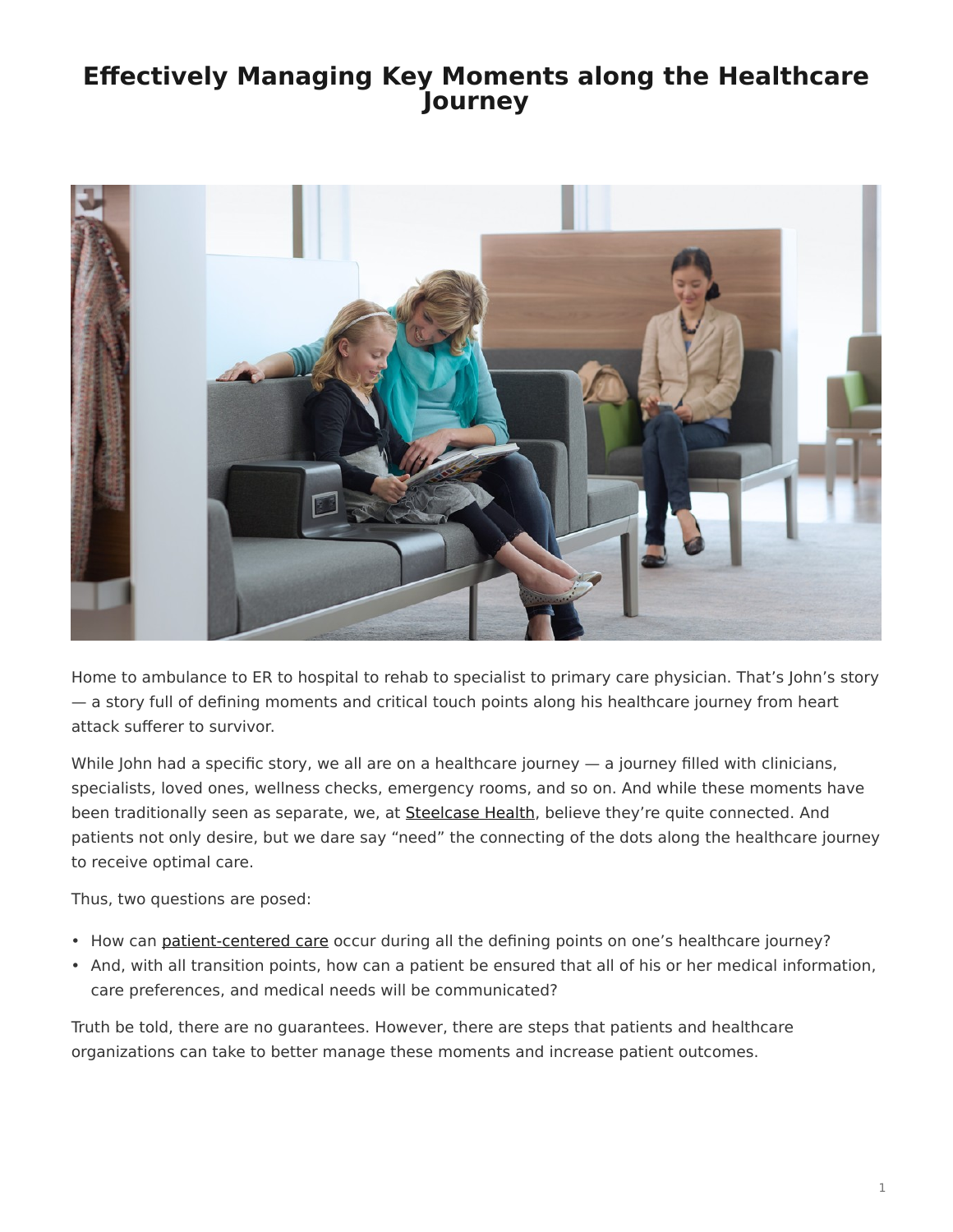# Effectively Managing Key Moments along the Healthcare Journey

Home to ambulance to ER to hospital to rehab to specialist to primary care physician. That's John's story — a story full of defining moments and critical touch points along his healthcare journey from heart attack sufferer to survivor.

While John had a specific story, we all are on a healthcare journey — a journey filled with clinicians, specialists, loved ones, wellness checks, emergency rooms, and so on. And while these moments have been traditionally seen as separate, we, at Steelcase Health, believe they're quite connected. And patients not only desire, but we dare say "need" the connecting of the dots along the healthcare journey to receive optimal care.

Thus, two questions are posed:

- How can patient-centered care occur during all the defining points on one's healthcare journey?
- And, with all transition points, how can a patient be ensured that all of his or her medical information, care preferences, and medical needs will be communicated?

Truth be told, there are no guarantees. However, there are steps that patients and healthcare organizations can take to better manage these moments and increase patient outcomes.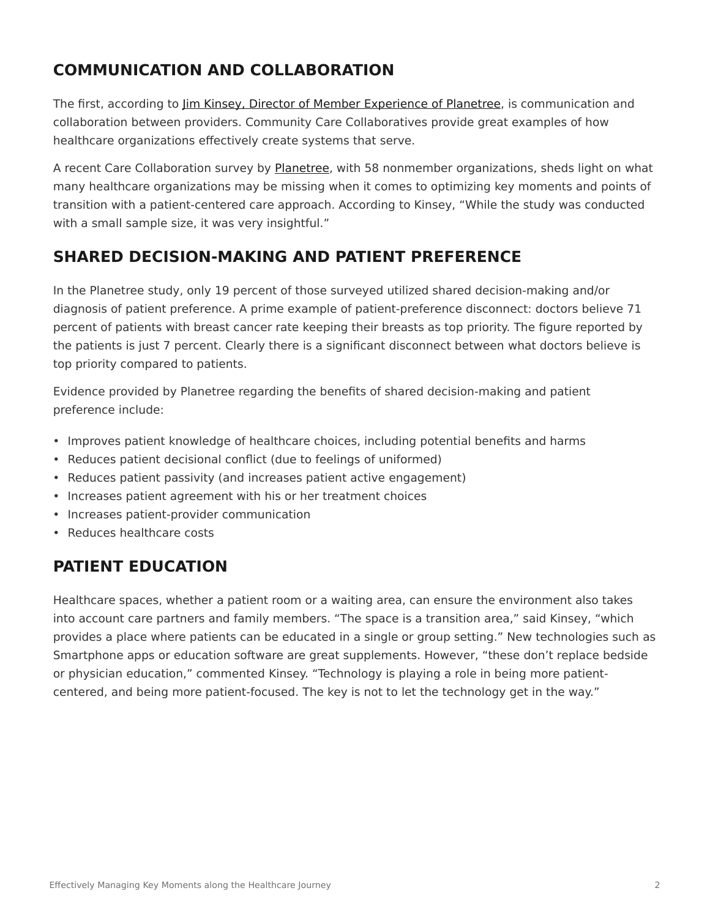## COMMUNICATION AND COLLABORATION

The first, according to Jim Kinsey, Director of Member Experience of Planetree, is communication and collaboration between providers. Community Care Collaboratives provide great examples of how healthcare organizations effectively create systems that serve.

A recent Care Collaboration survey by Planetree, with 58 nonmember organizations, sheds light on what many healthcare organizations may be missing when it comes to optimizing key moments and points of transition with a patient-centered care approach. According to Kinsey, "While the study was conducted with a small sample size, it was very insightful."

## SHARED DECISION-MAKING AND PATIENT PREFERENCE

In the Planetree study, only 19 percent of those surveyed utilized shared decision-making and/or diagnosis of patient preference. A prime example of patient-preference disconnect: doctors believe 71 percent of patients with breast cancer rate keeping their breasts as top priority. The figure reported by the patients is just 7 percent. Clearly there is a significant disconnect between what doctors believe is top priority compared to patients.

Evidence provided by Planetree regarding the benefits of shared decision-making and patient preference include:

- Improves patient knowledge of healthcare choices, including potential benefits and harms
- Reduces patient decisional conflict (due to feelings of uniformed)
- Reduces patient passivity (and increases patient active engagement)
- Increases patient agreement with his or her treatment choices
- Increases patient-provider communication
- Reduces healthcare costs

## PATIENT EDUCATION

Healthcare spaces, whether a patient room or a waiting area, can ensure the environment also takes into account care partners and family members. "The space is a transition area," said Kinsey, "which provides a place where patients can be educated in a single or group setting." New technologies such as Smartphone apps or education software are great supplements. However, "these don't replace bedside or physician education," commented Kinsey. "Technology is playing a role in being more patient-centered, and being more patient-focused. The key is not to let the technology get in the way."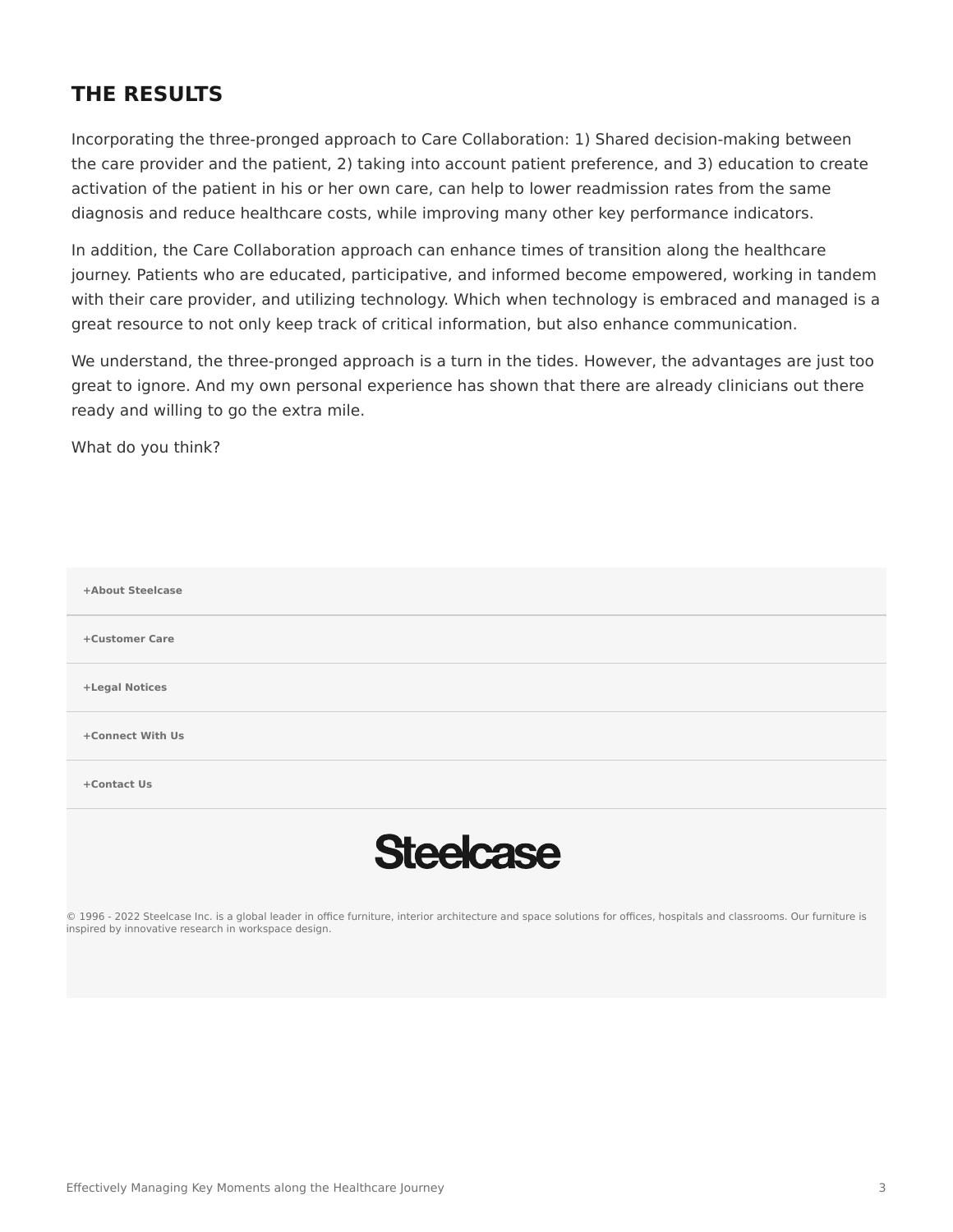## THE RESULTS

Incorporating the three-pronged approach to Care Collaboration: 1) Shared decision-making between the care provider and the patient, 2) taking into account patient preference, and 3) education to create activation of the patient in his or her own care, can help to lower readmission rates from the same diagnosis and reduce healthcare costs, while improving many other key performance indicators.

In addition, the Care Collaboration approach can enhance times of transition along the healthcare journey. Patients who are educated, participative, and informed become empowered, working in tandem with their care provider, and utilizing technology. Which when technology is embraced and managed is a great resource to not only keep track of critical information, but also enhance communication.

We understand, the three-pronged approach is a turn in the tides. However, the advantages are just too great to ignore. And my own personal experience has shown that there are already clinicians out there ready and willing to go the extra mile.

What do you think?

**+About Steelcase**

**+Customer Care**

**+Legal Notices**

**+Connect With Us**

**+Contact Us**

Steelcase

© 1996 - 2022 Steelcase Inc. is a global leader in office furniture, interior architecture and space solutions for offices, hospitals and classrooms. Our furniture is inspired by innovative research in workspace design.